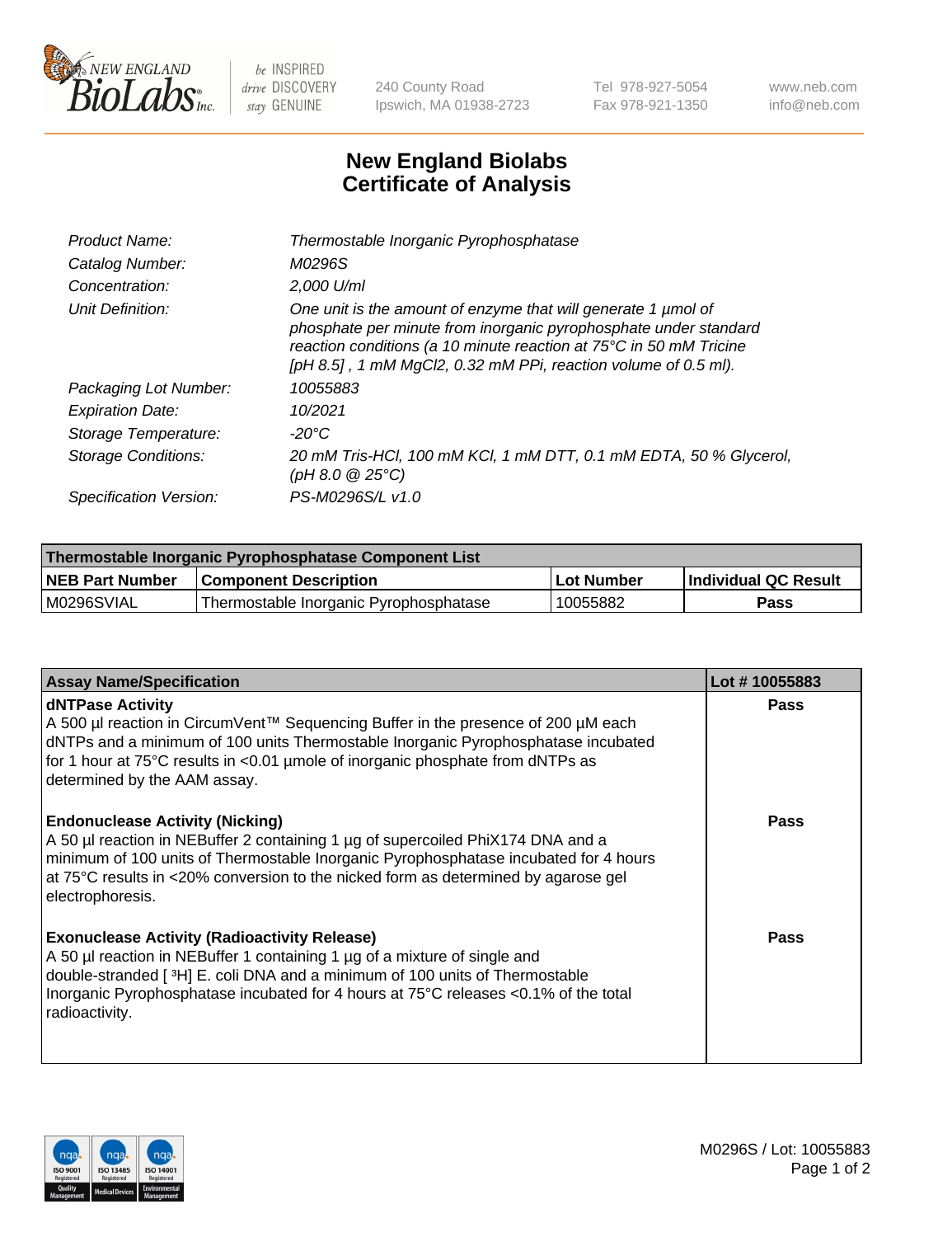240 County Road
Ipswich, MA 01938-2723

Tel 978-927-5054
Fax 978-921-1350

www.neb.com
info@neb.com

# New England Biolabs
# Certificate of Analysis

| | |
|---|---|
| *Product Name:* | *Thermostable Inorganic Pyrophosphatase* |
| *Catalog Number:* | *M0296S* |
| *Concentration:* | *2,000 U/ml* |
| *Unit Definition:* | *One unit is the amount of enzyme that will generate 1 µmol of phosphate per minute from inorganic pyrophosphate under standard reaction conditions (a 10 minute reaction at 75°C in 50 mM Tricine [pH 8.5] , 1 mM MgCl2, 0.32 mM PPi, reaction volume of 0.5 ml).* |
| *Packaging Lot Number:* | *10055883* |
| *Expiration Date:* | *10/2021* |
| *Storage Temperature:* | *-20°C* |
| *Storage Conditions:* | *20 mM Tris-HCl, 100 mM KCl, 1 mM DTT, 0.1 mM EDTA, 50 % Glycerol, (pH 8.0 @ 25°C)* |
| *Specification Version:* | *PS-M0296S/L v1.0* |

| Thermostable Inorganic Pyrophosphatase Component List | | | |
|---|---|---|---|
| **NEB Part Number** | **Component Description** | **Lot Number** | **Individual QC Result** |
| M0296SVIAL | Thermostable Inorganic Pyrophosphatase | 10055882 | **Pass** |

| Assay Name/Specification | Lot # 10055883 |
|---|---|
| **dNTPase Activity**<br>A 500 µl reaction in CircumVent™ Sequencing Buffer in the presence of 200 µM each dNTPs and a minimum of 100 units Thermostable Inorganic Pyrophosphatase incubated for 1 hour at 75°C results in <0.01 µmole of inorganic phosphate from dNTPs as determined by the AAM assay. | **Pass** |
| **Endonuclease Activity (Nicking)**<br>A 50 µl reaction in NEBuffer 2 containing 1 µg of supercoiled PhiX174 DNA and a minimum of 100 units of Thermostable Inorganic Pyrophosphatase incubated for 4 hours at 75°C results in <20% conversion to the nicked form as determined by agarose gel electrophoresis. | **Pass** |
| **Exonuclease Activity (Radioactivity Release)**<br>A 50 µl reaction in NEBuffer 1 containing 1 µg of a mixture of single and double-stranded [ $^3$H] E. coli DNA and a minimum of 100 units of Thermostable Inorganic Pyrophosphatase incubated for 4 hours at 75°C releases <0.1% of the total radioactivity. | **Pass** |

M0296S / Lot: 10055883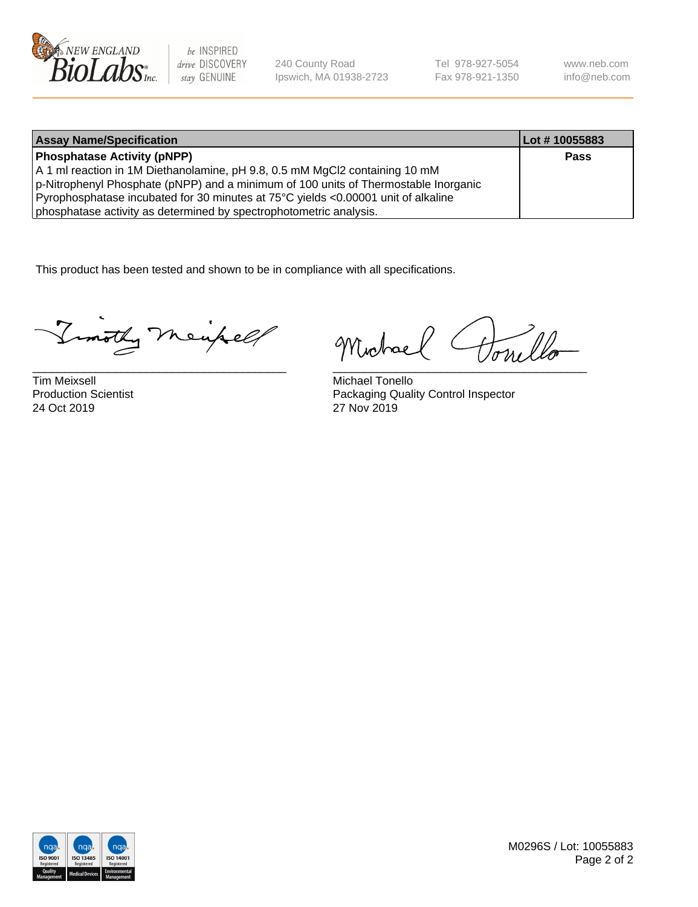| Assay Name/Specification | Lot # 10055883 |
| --- | --- |
| **Phosphatase Activity (pNPP)**<br>A 1 ml reaction in 1M Diethanolamine, pH 9.8, 0.5 mM $MgCl_2$ containing 10 mM p-Nitrophenyl Phosphate (pNPP) and a minimum of 100 units of Thermostable Inorganic Pyrophosphatase incubated for 30 minutes at 75°C yields <0.00001 unit of alkaline phosphatase activity as determined by spectrophotometric analysis. | Pass |

This product has been tested and shown to be in compliance with all specifications.

Tim Meixsell
Production Scientist
24 Oct 2019

Michael Tonello
Packaging Quality Control Inspector
27 Nov 2019

M0296S / Lot: 10055883